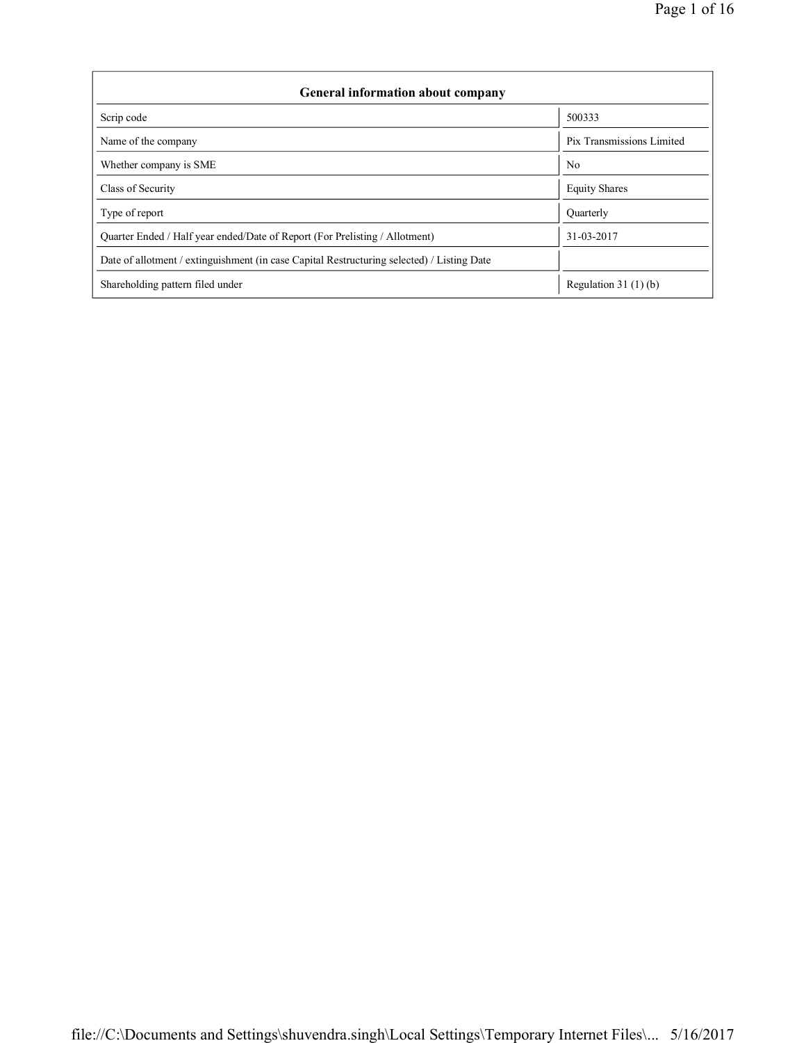| General information about company | |
|---|---|
| Scrip code | 500333 |
| Name of the company | Pix Transmissions Limited |
| Whether company is SME | No |
| Class of Security | Equity Shares |
| Type of report | Quarterly |
| Quarter Ended / Half year ended/Date of Report (For Prelisting / Allotment) | 31-03-2017 |
| Date of allotment / extinguishment (in case Capital Restructuring selected) / Listing Date | |
| Shareholding pattern filed under | Regulation 31 (1) (b) |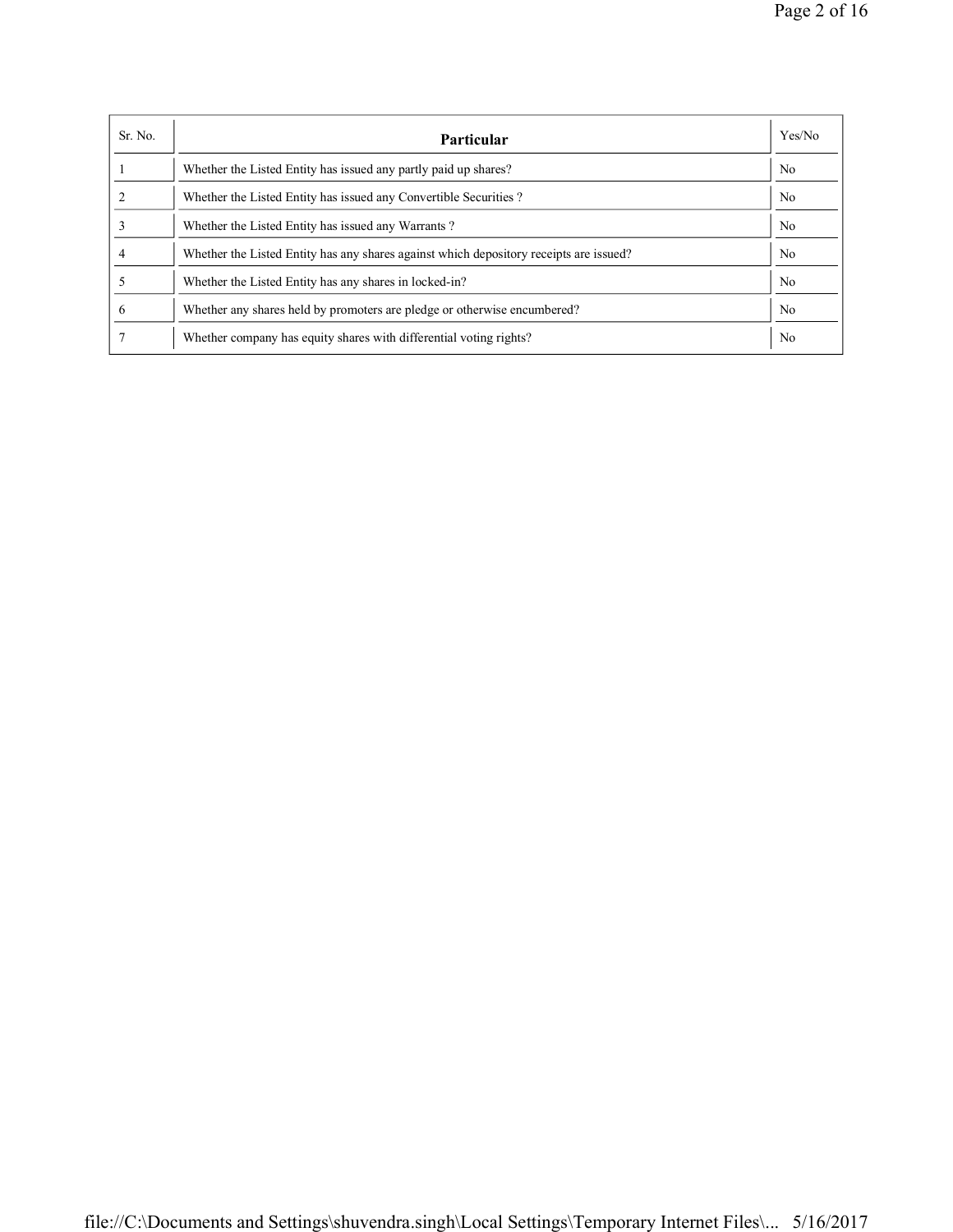| Sr. No. | Particular | Yes/No |
|---|---|---|
| 1 | Whether the Listed Entity has issued any partly paid up shares? | No |
| 2 | Whether the Listed Entity has issued any Convertible Securities ? | No |
| 3 | Whether the Listed Entity has issued any Warrants ? | No |
| 4 | Whether the Listed Entity has any shares against which depository receipts are issued? | No |
| 5 | Whether the Listed Entity has any shares in locked-in? | No |
| 6 | Whether any shares held by promoters are pledge or otherwise encumbered? | No |
| 7 | Whether company has equity shares with differential voting rights? | No |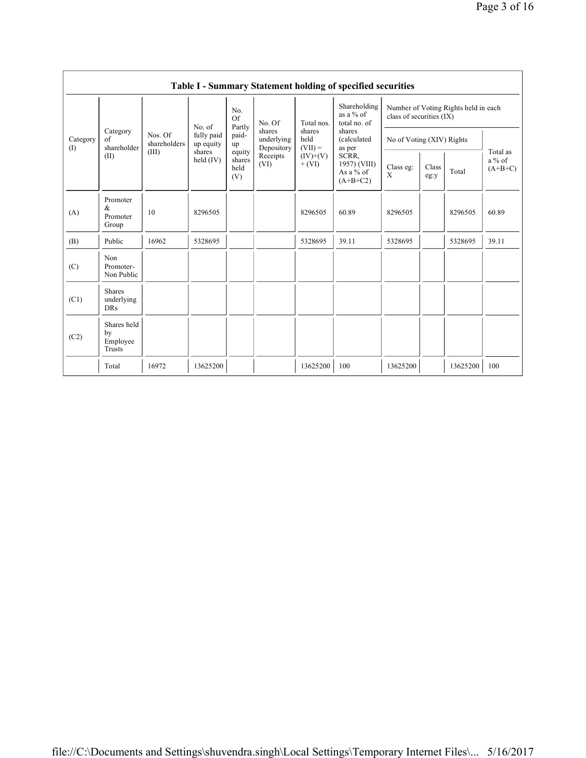## Table I - Summary Statement holding of specified securities

| Category (I) | Category of shareholder (II) | Nos. Of shareholders (III) | No. of fully paid up equity shares held (IV) | No. Of Partly paid-up equity shares held (V) | No. Of shares underlying Depository Receipts (VI) | Total nos. shares held (VII) = (IV)+(V)+ (VI) | Shareholding as a % of total no. of shares (calculated as per SCRR, 1957) (VIII) As a % of (A+B+C2) | Number of Voting Rights held in each class of securities (IX) | | | |
|---|---|---|---|---|---|---|---|---|---|---|---|
| | | | | | | | | No of Voting (XIV) Rights | | | Total as a % of (A+B+C) |
| | | | | | | | | Class eg: X | Class eg:y | Total | |
| (A) | Promoter & Promoter Group | 10 | 8296505 | | | 8296505 | 60.89 | 8296505 | | 8296505 | 60.89 |
| (B) | Public | 16962 | 5328695 | | | 5328695 | 39.11 | 5328695 | | 5328695 | 39.11 |
| (C) | Non Promoter- Non Public | | | | | | | | | | |
| (C1) | Shares underlying DRs | | | | | | | | | | |
| (C2) | Shares held by Employee Trusts | | | | | | | | | | |
| | Total | 16972 | 13625200 | | | 13625200 | 100 | 13625200 | | 13625200 | 100 |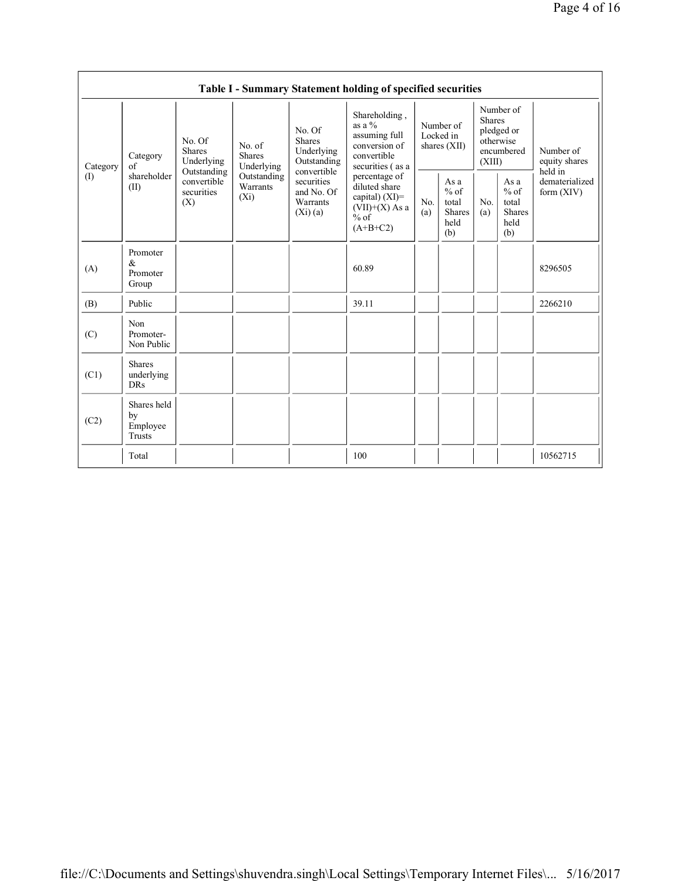| Table I - Summary Statement holding of specified securities | | | | | | | | | | |
|---|---|---|---|---|---|---|---|---|---|---|
| Category (I) | Category of shareholder (II) | No. Of Shares Underlying Outstanding convertible securities (X) | No. of Shares Underlying Outstanding Warrants (Xi) | No. Of Shares Underlying Outstanding convertible securities and No. Of Warrants (Xi) (a) | Shareholding , as a % assuming full conversion of convertible securities ( as a percentage of diluted share capital) (XI)= (VII)+(X) As a % of (A+B+C2) | Number of Locked in shares (XII) | | Number of Shares pledged or otherwise encumbered (XIII) | | Number of equity shares held in dematerialized form (XIV) |
| | | | | | | No. (a) | As a % of total Shares held (b) | No. (a) | As a % of total Shares held (b) | |
| (A) | Promoter & Promoter Group | | | | 60.89 | | | | | 8296505 |
| (B) | Public | | | | 39.11 | | | | | 2266210 |
| (C) | Non Promoter- Non Public | | | | | | | | | |
| (C1) | Shares underlying DRs | | | | | | | | | |
| (C2) | Shares held by Employee Trusts | | | | | | | | | |
| | Total | | | | 100 | | | | | 10562715 |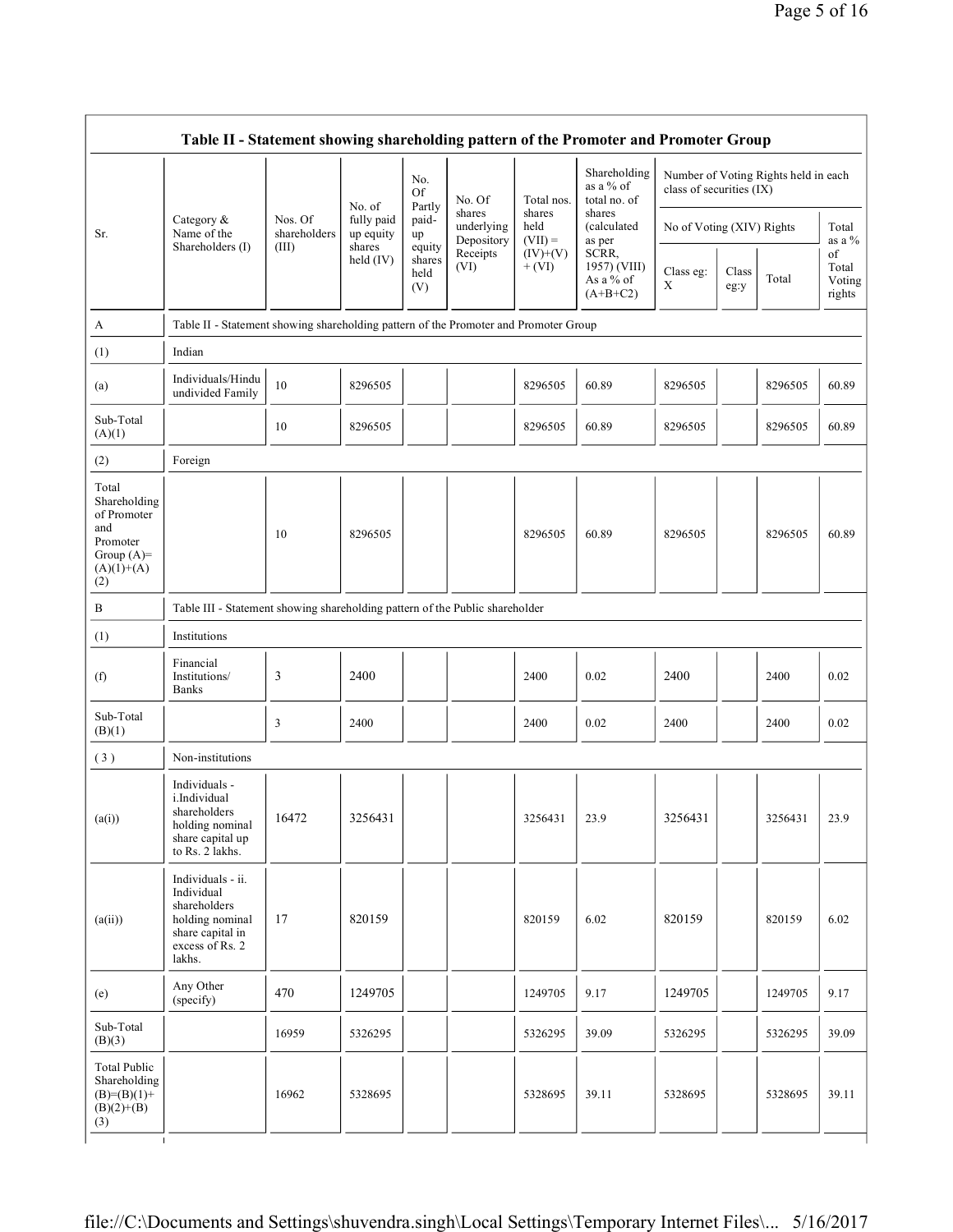## Table II - Statement showing shareholding pattern of the Promoter and Promoter Group

| Sr. | Category & Name of the Shareholders (I) | Nos. Of shareholders (III) | No. of fully paid up equity shares held (IV) | No. Of Partly paid-up equity shares held (V) | No. Of shares underlying Depository Receipts (VI) | Total nos. shares held (VII) = (IV)+(V)+ (VI) | Shareholding as a % of total no. of shares (calculated as per SCRR, 1957) (VIII) As a % of (A+B+C2) | Number of Voting Rights held in each class of securities (IX) | | | |
|---|---|---|---|---|---|---|---|---|---|---|---|
| | | | | | | | | No of Voting (XIV) Rights | | | Total as a % of Total Voting rights |
| | | | | | | | | Class eg: X | Class eg:y | Total | |
| A | Table II - Statement showing shareholding pattern of the Promoter and Promoter Group | | | | | | | | | | |
| (1) | Indian | | | | | | | | | | |
| (a) | Individuals/Hindu undivided Family | 10 | 8296505 | | | 8296505 | 60.89 | 8296505 | | 8296505 | 60.89 |
| Sub-Total (A)(1) | | 10 | 8296505 | | | 8296505 | 60.89 | 8296505 | | 8296505 | 60.89 |
| (2) | Foreign | | | | | | | | | | |
| Total Shareholding of Promoter and Promoter Group (A)= (A)(1)+(A)(2) | | 10 | 8296505 | | | 8296505 | 60.89 | 8296505 | | 8296505 | 60.89 |
| B | Table III - Statement showing shareholding pattern of the Public shareholder | | | | | | | | | | |
| (1) | Institutions | | | | | | | | | | |
| (f) | Financial Institutions/ Banks | 3 | 2400 | | | 2400 | 0.02 | 2400 | | 2400 | 0.02 |
| Sub-Total (B)(1) | | 3 | 2400 | | | 2400 | 0.02 | 2400 | | 2400 | 0.02 |
| (3) | Non-institutions | | | | | | | | | | |
| (a(i)) | Individuals - i.Individual shareholders holding nominal share capital up to Rs. 2 lakhs. | 16472 | 3256431 | | | 3256431 | 23.9 | 3256431 | | 3256431 | 23.9 |
| (a(ii)) | Individuals - ii. Individual shareholders holding nominal share capital in excess of Rs. 2 lakhs. | 17 | 820159 | | | 820159 | 6.02 | 820159 | | 820159 | 6.02 |
| (e) | Any Other (specify) | 470 | 1249705 | | | 1249705 | 9.17 | 1249705 | | 1249705 | 9.17 |
| Sub-Total (B)(3) | | 16959 | 5326295 | | | 5326295 | 39.09 | 5326295 | | 5326295 | 39.09 |
| Total Public Shareholding (B)=(B)(1)+(B)(2)+(B)(3) | | 16962 | 5328695 | | | 5328695 | 39.11 | 5328695 | | 5328695 | 39.11 |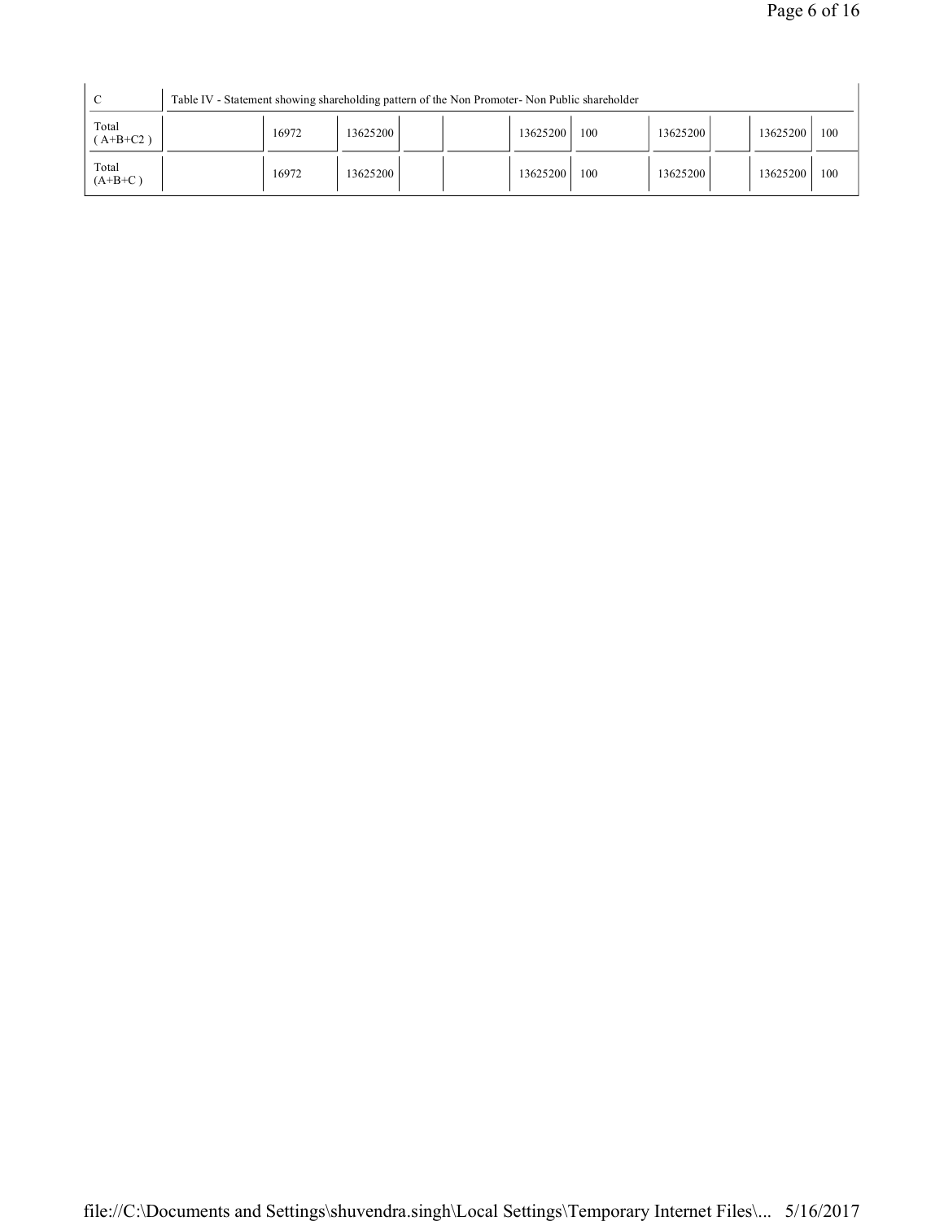| C | Table IV - Statement showing shareholding pattern of the Non Promoter- Non Public shareholder | | | | | | | | | | |
|---|---|---|---|---|---|---|---|---|---|---|---|
| Total ( A+B+C2 ) | | 16972 | 13625200 | | | 13625200 | 100 | 13625200 | | 13625200 | 100 |
| Total (A+B+C ) | | 16972 | 13625200 | | | 13625200 | 100 | 13625200 | | 13625200 | 100 |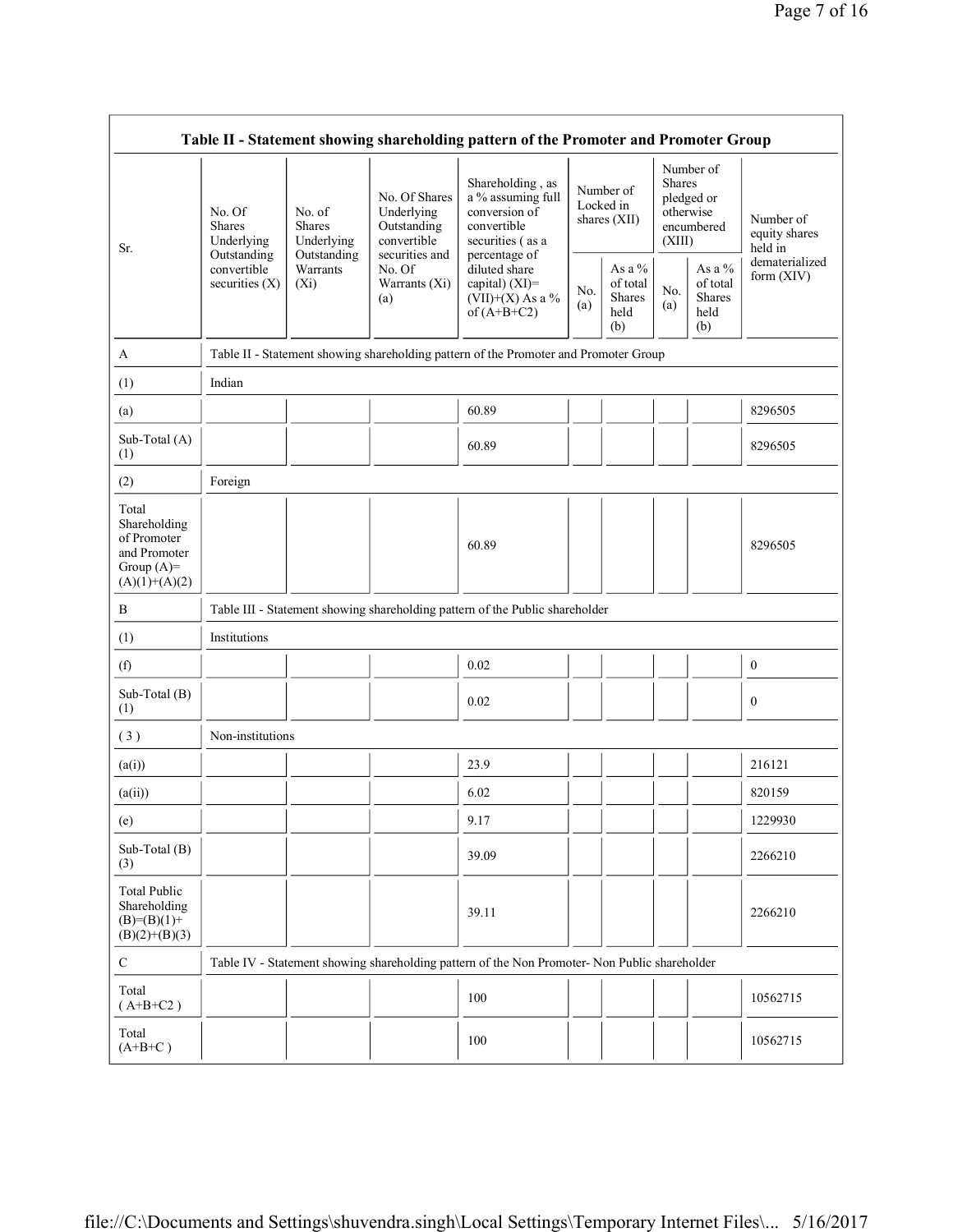| Table II - Statement showing shareholding pattern of the Promoter and Promoter Group | | | | | | | | | |
|---|---|---|---|---|---|---|---|---|---|
| Sr. | No. Of Shares Underlying Outstanding convertible securities (X) | No. of Shares Underlying Outstanding Warrants (Xi) | No. Of Shares Underlying Outstanding convertible securities and No. Of Warrants (Xi) (a) | Shareholding , as a % assuming full conversion of convertible securities ( as a percentage of diluted share capital) (XI)= (VII)+(X) As a % of (A+B+C2) | Number of Locked in shares (XII) | | Number of Shares pledged or otherwise encumbered (XIII) | | Number of equity shares held in dematerialized form (XIV) |
| | | | | | No. (a) | As a % of total Shares held (b) | No. (a) | As a % of total Shares held (b) | |
| A | Table II - Statement showing shareholding pattern of the Promoter and Promoter Group | | | | | | | | |
| (1) | Indian | | | | | | | | |
| (a) | | | | 60.89 | | | | | 8296505 |
| Sub-Total (A) (1) | | | | 60.89 | | | | | 8296505 |
| (2) | Foreign | | | | | | | | |
| Total Shareholding of Promoter and Promoter Group (A)= (A)(1)+(A)(2) | | | | 60.89 | | | | | 8296505 |
| B | Table III - Statement showing shareholding pattern of the Public shareholder | | | | | | | | |
| (1) | Institutions | | | | | | | | |
| (f) | | | | 0.02 | | | | | 0 |
| Sub-Total (B) (1) | | | | 0.02 | | | | | 0 |
| ( 3 ) | Non-institutions | | | | | | | | |
| (a(i)) | | | | 23.9 | | | | | 216121 |
| (a(ii)) | | | | 6.02 | | | | | 820159 |
| (e) | | | | 9.17 | | | | | 1229930 |
| Sub-Total (B) (3) | | | | 39.09 | | | | | 2266210 |
| Total Public Shareholding (B)=(B)(1)+(B)(2)+(B)(3) | | | | 39.11 | | | | | 2266210 |
| C | Table IV - Statement showing shareholding pattern of the Non Promoter- Non Public shareholder | | | | | | | | |
| Total ( A+B+C2 ) | | | | 100 | | | | | 10562715 |
| Total (A+B+C ) | | | | 100 | | | | | 10562715 |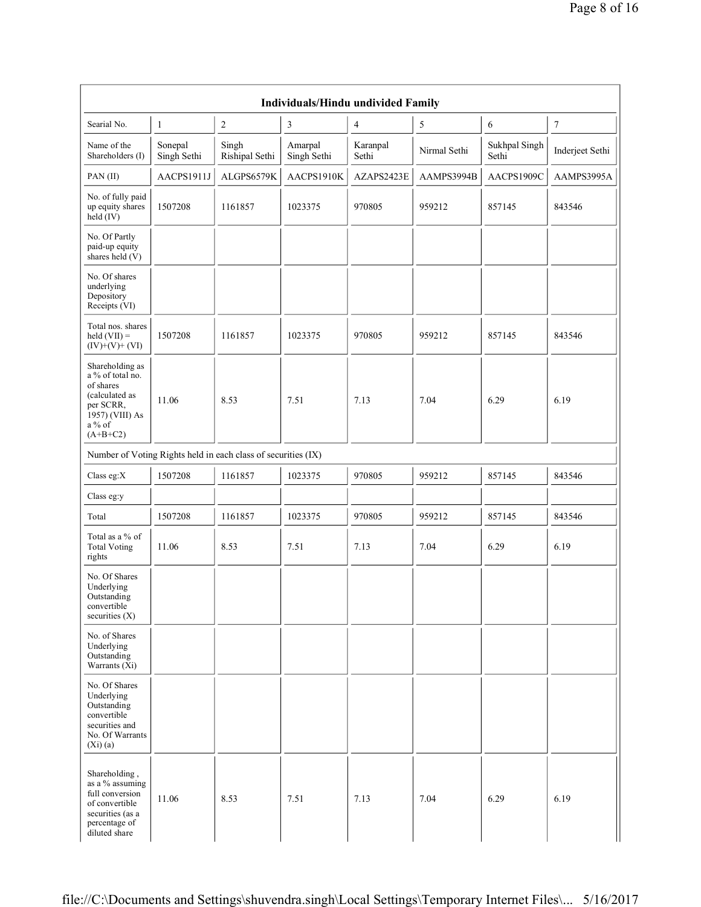| Individuals/Hindu undivided Family | | | | | | | |
|---|---|---|---|---|---|---|---|
| Searial No. | 1 | 2 | 3 | 4 | 5 | 6 | 7 |
| Name of the Shareholders (I) | Sonepal Singh Sethi | Singh Rishipal Sethi | Amarpal Singh Sethi | Karanpal Sethi | Nirmal Sethi | Sukhpal Singh Sethi | Inderjeet Sethi |
| PAN (II) | AACPS1911J | ALGPS6579K | AACPS1910K | AZAPS2423E | AAMPS3994B | AACPS1909C | AAMPS3995A |
| No. of fully paid up equity shares held (IV) | 1507208 | 1161857 | 1023375 | 970805 | 959212 | 857145 | 843546 |
| No. Of Partly paid-up equity shares held (V) | | | | | | | |
| No. Of shares underlying Depository Receipts (VI) | | | | | | | |
| Total nos. shares held (VII) = (IV)+(V)+ (VI) | 1507208 | 1161857 | 1023375 | 970805 | 959212 | 857145 | 843546 |
| Shareholding as a % of total no. of shares (calculated as per SCRR, 1957) (VIII) As a % of (A+B+C2) | 11.06 | 8.53 | 7.51 | 7.13 | 7.04 | 6.29 | 6.19 |
| Number of Voting Rights held in each class of securities (IX) | | | | | | | |
| Class eg:X | 1507208 | 1161857 | 1023375 | 970805 | 959212 | 857145 | 843546 |
| Class eg:y | | | | | | | |
| Total | 1507208 | 1161857 | 1023375 | 970805 | 959212 | 857145 | 843546 |
| Total as a % of Total Voting rights | 11.06 | 8.53 | 7.51 | 7.13 | 7.04 | 6.29 | 6.19 |
| No. Of Shares Underlying Outstanding convertible securities (X) | | | | | | | |
| No. of Shares Underlying Outstanding Warrants (Xi) | | | | | | | |
| No. Of Shares Underlying Outstanding convertible securities and No. Of Warrants (Xi) (a) | | | | | | | |
| Shareholding , as a % assuming full conversion of convertible securities (as a percentage of diluted share | 11.06 | 8.53 | 7.51 | 7.13 | 7.04 | 6.29 | 6.19 |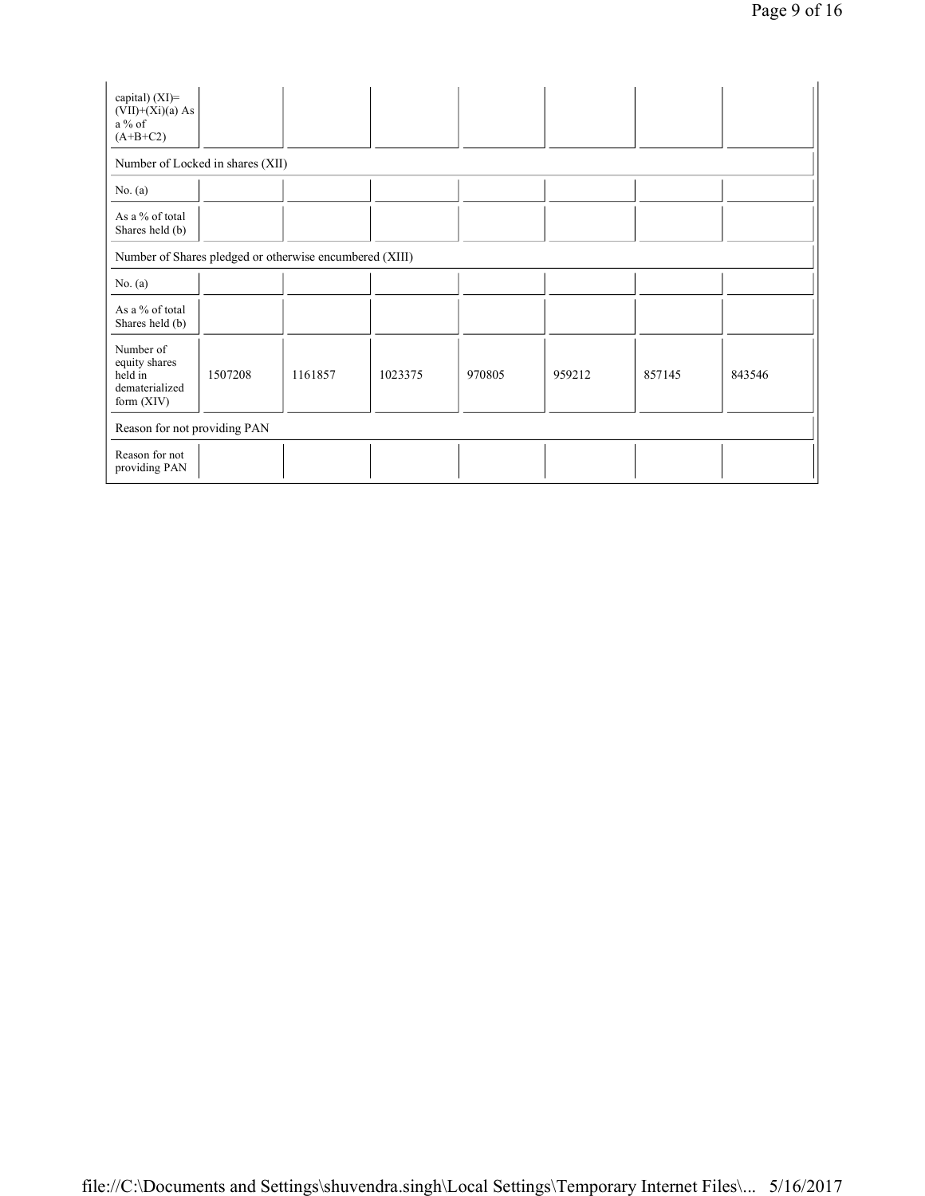| capital) (XI)= (VII)+(Xi)(a) As a % of (A+B+C2) | | | | | | | |
|---|---|---|---|---|---|---|---|
| Number of Locked in shares (XII) | | | | | | | |
| No. (a) | | | | | | | |
| As a % of total Shares held (b) | | | | | | | |
| Number of Shares pledged or otherwise encumbered (XIII) | | | | | | | |
| No. (a) | | | | | | | |
| As a % of total Shares held (b) | | | | | | | |
| Number of equity shares held in dematerialized form (XIV) | 1507208 | 1161857 | 1023375 | 970805 | 959212 | 857145 | 843546 |
| Reason for not providing PAN | | | | | | | |
| Reason for not providing PAN | | | | | | | |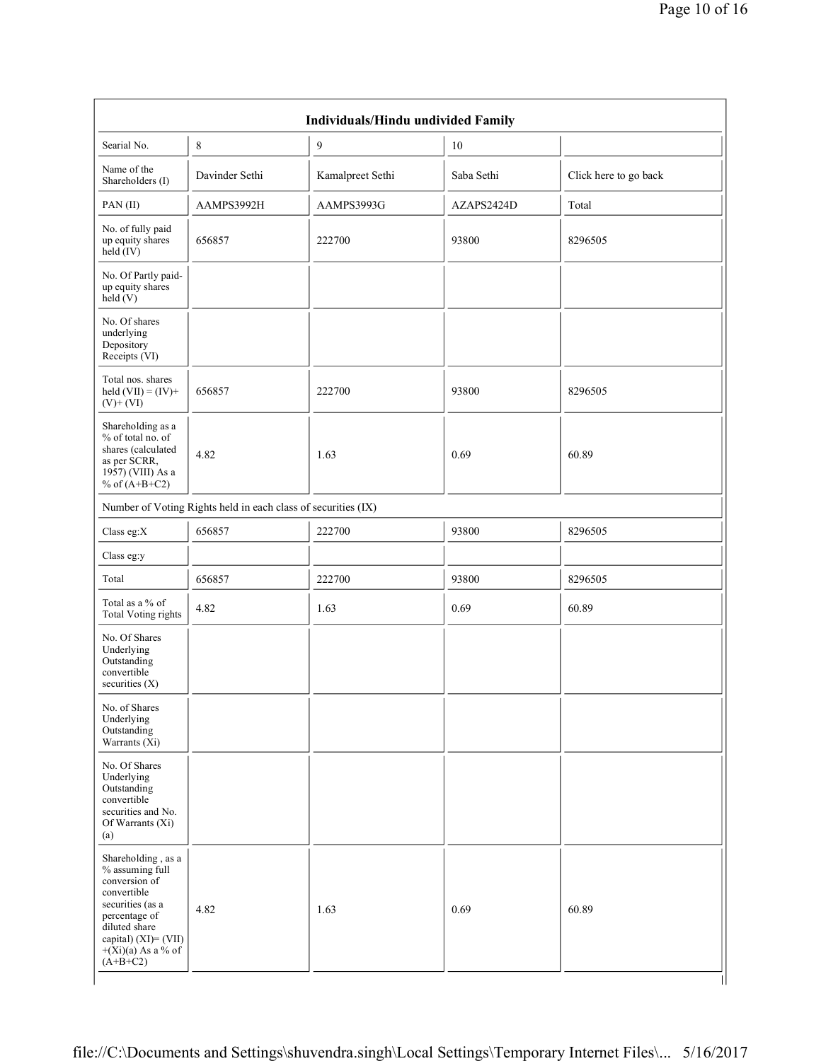| Individuals/Hindu undivided Family | | | | |
|---|---|---|---|---|
| Searial No. | 8 | 9 | 10 | |
| Name of the Shareholders (I) | Davinder Sethi | Kamalpreet Sethi | Saba Sethi | Click here to go back |
| PAN (II) | AAMPS3992H | AAMPS3993G | AZAPS2424D | Total |
| No. of fully paid up equity shares held (IV) | 656857 | 222700 | 93800 | 8296505 |
| No. Of Partly paid-up equity shares held (V) | | | | |
| No. Of shares underlying Depository Receipts (VI) | | | | |
| Total nos. shares held (VII) = (IV)+ (V)+ (VI) | 656857 | 222700 | 93800 | 8296505 |
| Shareholding as a % of total no. of shares (calculated as per SCRR, 1957) (VIII) As a % of (A+B+C2) | 4.82 | 1.63 | 0.69 | 60.89 |
| Number of Voting Rights held in each class of securities (IX) | | | | |
| Class eg:X | 656857 | 222700 | 93800 | 8296505 |
| Class eg:y | | | | |
| Total | 656857 | 222700 | 93800 | 8296505 |
| Total as a % of Total Voting rights | 4.82 | 1.63 | 0.69 | 60.89 |
| No. Of Shares Underlying Outstanding convertible securities (X) | | | | |
| No. of Shares Underlying Outstanding Warrants (Xi) | | | | |
| No. Of Shares Underlying Outstanding convertible securities and No. Of Warrants (Xi) (a) | | | | |
| Shareholding , as a % assuming full conversion of convertible securities (as a percentage of diluted share capital) (XI)= (VII) +(Xi)(a) As a % of (A+B+C2) | 4.82 | 1.63 | 0.69 | 60.89 |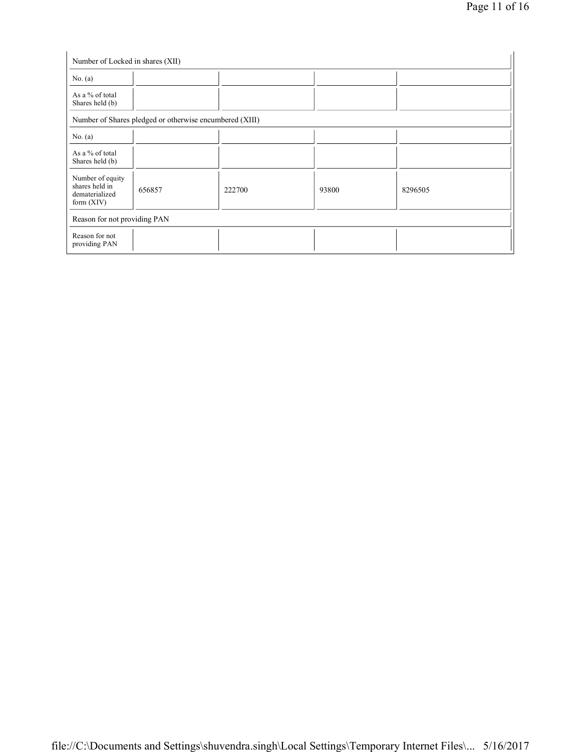| Number of Locked in shares (XII) | | | | |
|---|---|---|---|---|
| No. (a) | | | | |
| As a % of total Shares held (b) | | | | |
| Number of Shares pledged or otherwise encumbered (XIII) | | | | |
| No. (a) | | | | |
| As a % of total Shares held (b) | | | | |
| Number of equity shares held in dematerialized form (XIV) | 656857 | 222700 | 93800 | 8296505 |
| Reason for not providing PAN | | | | |
| Reason for not providing PAN | | | | |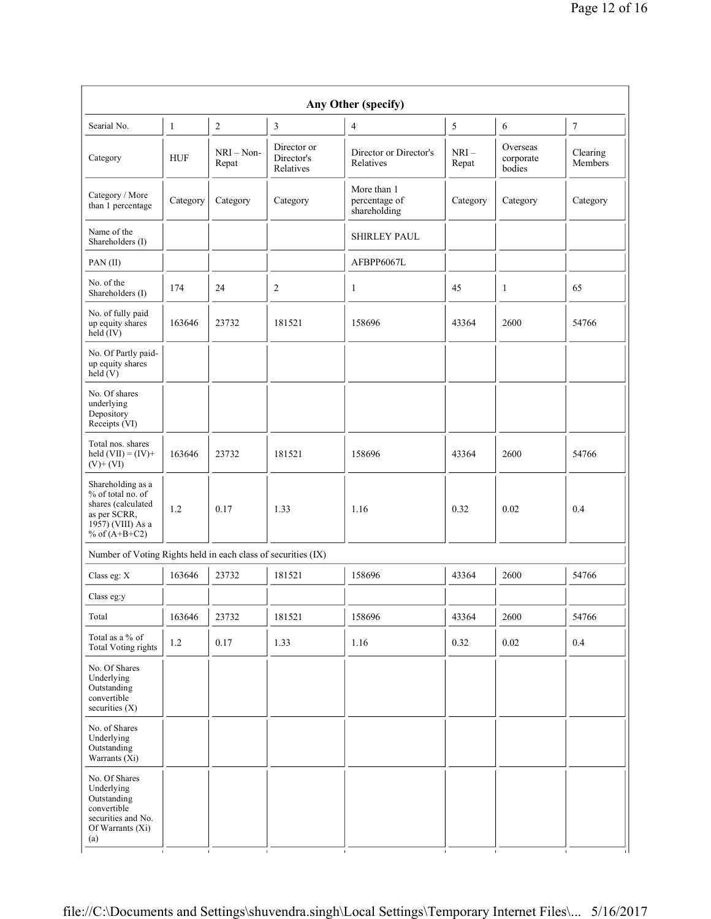| Any Other (specify) | | | | | | | |
|---|---|---|---|---|---|---|---|
| Searial No. | 1 | 2 | 3 | 4 | 5 | 6 | 7 |
| Category | HUF | NRI – Non-Repat | Director or Director's Relatives | Director or Director's Relatives | NRI – Repat | Overseas corporate bodies | Clearing Members |
| Category / More than 1 percentage | Category | Category | Category | More than 1 percentage of shareholding | Category | Category | Category |
| Name of the Shareholders (I) | | | | SHIRLEY PAUL | | | |
| PAN (II) | | | | AFBPP6067L | | | |
| No. of the Shareholders (I) | 174 | 24 | 2 | 1 | 45 | 1 | 65 |
| No. of fully paid up equity shares held (IV) | 163646 | 23732 | 181521 | 158696 | 43364 | 2600 | 54766 |
| No. Of Partly paid-up equity shares held (V) | | | | | | | |
| No. Of shares underlying Depository Receipts (VI) | | | | | | | |
| Total nos. shares held (VII) = (IV)+ (V)+ (VI) | 163646 | 23732 | 181521 | 158696 | 43364 | 2600 | 54766 |
| Shareholding as a % of total no. of shares (calculated as per SCRR, 1957) (VIII) As a % of (A+B+C2) | 1.2 | 0.17 | 1.33 | 1.16 | 0.32 | 0.02 | 0.4 |
| Number of Voting Rights held in each class of securities (IX) | | | | | | | |
| Class eg: X | 163646 | 23732 | 181521 | 158696 | 43364 | 2600 | 54766 |
| Class eg:y | | | | | | | |
| Total | 163646 | 23732 | 181521 | 158696 | 43364 | 2600 | 54766 |
| Total as a % of Total Voting rights | 1.2 | 0.17 | 1.33 | 1.16 | 0.32 | 0.02 | 0.4 |
| No. Of Shares Underlying Outstanding convertible securities (X) | | | | | | | |
| No. of Shares Underlying Outstanding Warrants (Xi) | | | | | | | |
| No. Of Shares Underlying Outstanding convertible securities and No. Of Warrants (Xi) (a) | | | | | | | |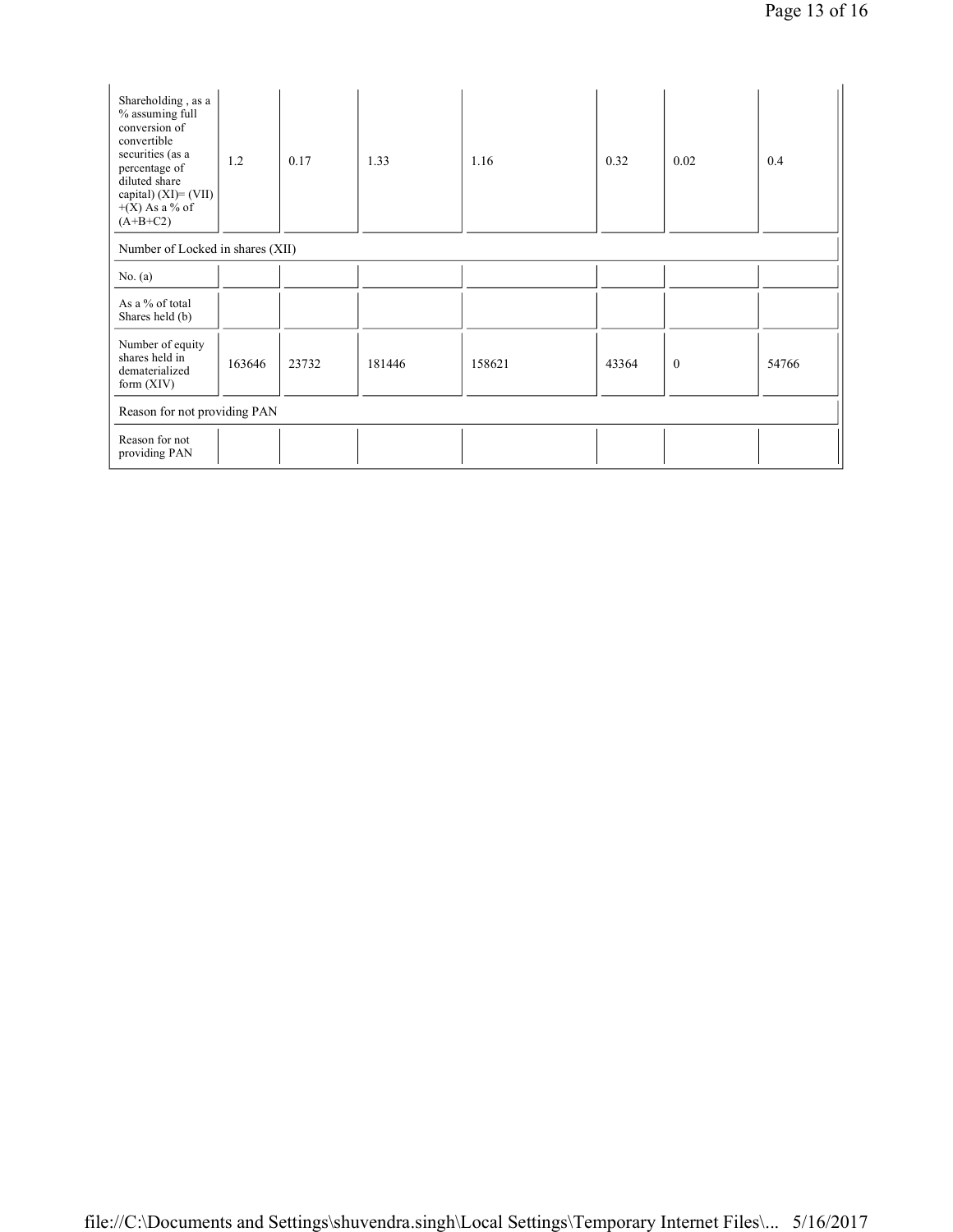| | | | | | | | |
|---|---|---|---|---|---|---|---|
| Shareholding , as a % assuming full conversion of convertible securities (as a percentage of diluted share capital) (XI)= (VII) +(X) As a % of (A+B+C2) | 1.2 | 0.17 | 1.33 | 1.16 | 0.32 | 0.02 | 0.4 |
| Number of Locked in shares (XII) | | | | | | | |
| No. (a) | | | | | | | |
| As a % of total Shares held (b) | | | | | | | |
| Number of equity shares held in dematerialized form (XIV) | 163646 | 23732 | 181446 | 158621 | 43364 | 0 | 54766 |
| Reason for not providing PAN | | | | | | | |
| Reason for not providing PAN | | | | | | | |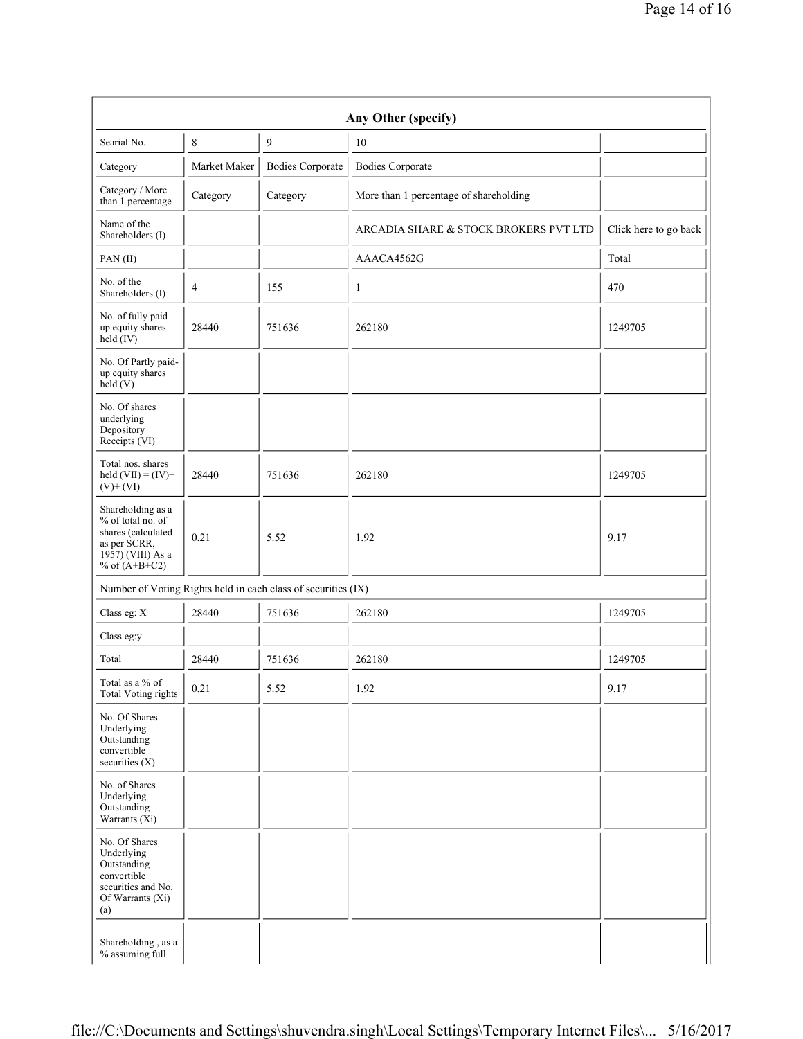| Any Other (specify) | | | | |
|---|---|---|---|---|
| Searial No. | 8 | 9 | 10 | |
| Category | Market Maker | Bodies Corporate | Bodies Corporate | |
| Category / More than 1 percentage | Category | Category | More than 1 percentage of shareholding | |
| Name of the Shareholders (I) | | | ARCADIA SHARE & STOCK BROKERS PVT LTD | Click here to go back |
| PAN (II) | | | AAACA4562G | Total |
| No. of the Shareholders (I) | 4 | 155 | 1 | 470 |
| No. of fully paid up equity shares held (IV) | 28440 | 751636 | 262180 | 1249705 |
| No. Of Partly paid-up equity shares held (V) | | | | |
| No. Of shares underlying Depository Receipts (VI) | | | | |
| Total nos. shares held (VII) = (IV)+ (V)+ (VI) | 28440 | 751636 | 262180 | 1249705 |
| Shareholding as a % of total no. of shares (calculated as per SCRR, 1957) (VIII) As a % of (A+B+C2) | 0.21 | 5.52 | 1.92 | 9.17 |
| Number of Voting Rights held in each class of securities (IX) | | | | |
| Class eg: X | 28440 | 751636 | 262180 | 1249705 |
| Class eg:y | | | | |
| Total | 28440 | 751636 | 262180 | 1249705 |
| Total as a % of Total Voting rights | 0.21 | 5.52 | 1.92 | 9.17 |
| No. Of Shares Underlying Outstanding convertible securities (X) | | | | |
| No. of Shares Underlying Outstanding Warrants (Xi) | | | | |
| No. Of Shares Underlying Outstanding convertible securities and No. Of Warrants (Xi) (a) | | | | |
| Shareholding , as a % assuming full | | | | |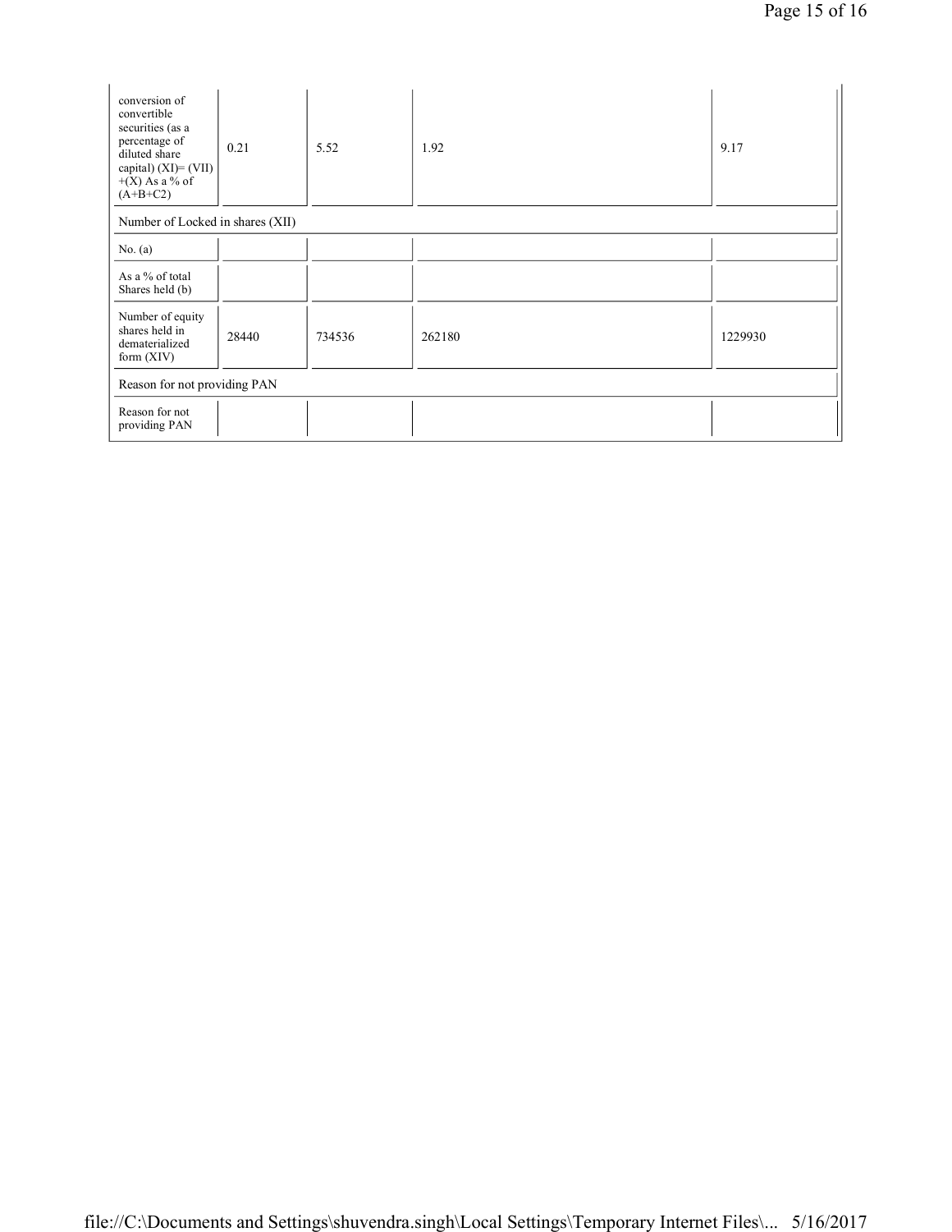| conversion of convertible securities (as a percentage of diluted share capital) (XI)= (VII) +(X) As a % of (A+B+C2) | 0.21 | 5.52 | 1.92 | 9.17 |
|---|---|---|---|---|
| Number of Locked in shares (XII) | | | | |
| No. (a) | | | | |
| As a % of total Shares held (b) | | | | |
| Number of equity shares held in dematerialized form (XIV) | 28440 | 734536 | 262180 | 1229930 |
| Reason for not providing PAN | | | | |
| Reason for not providing PAN | | | | |